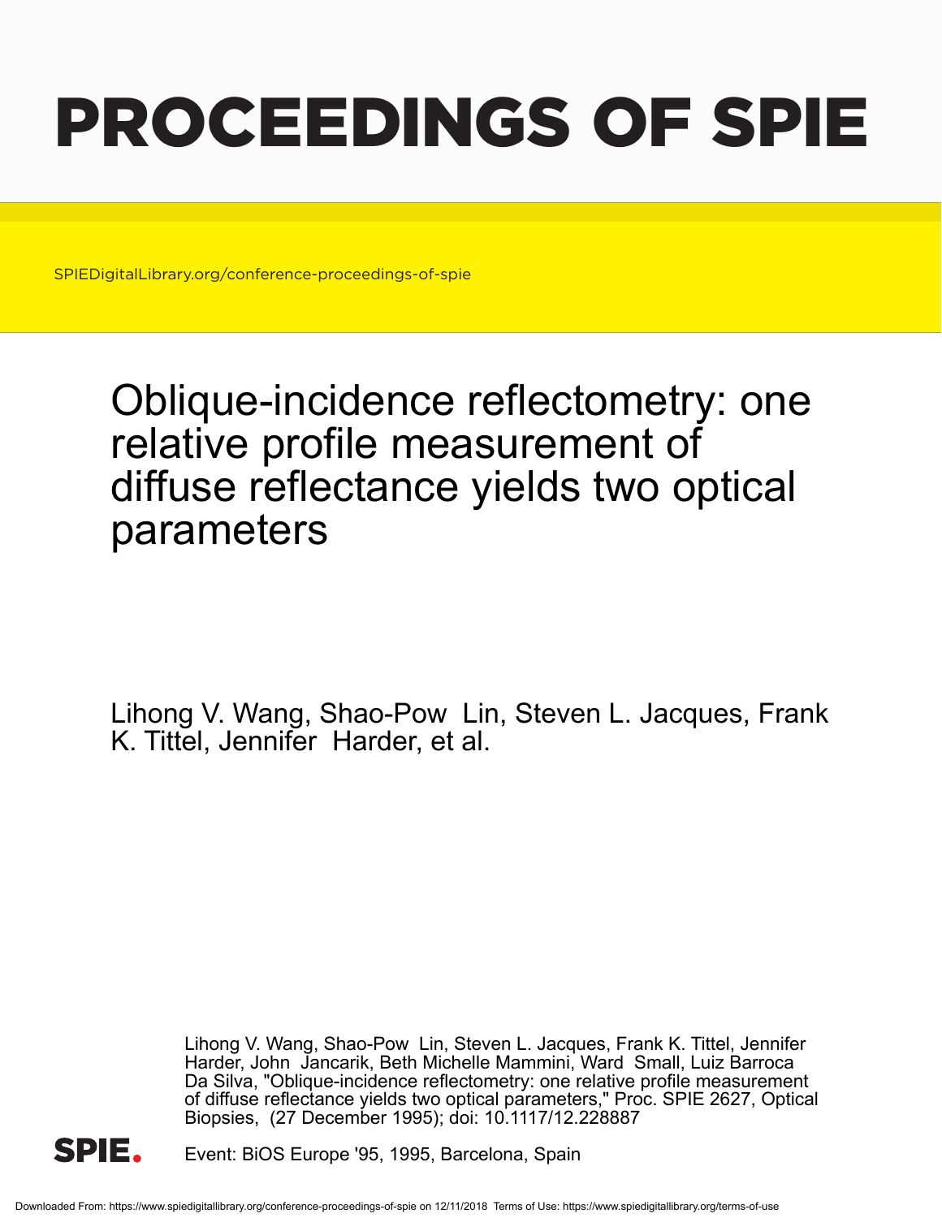# PROCEEDINGS OF SPIE

SPIEDigitalLibrary.org/conference-proceedings-of-spie

## Oblique-incidence reflectometry: one relative profile measurement of diffuse reflectance yields two optical parameters

Lihong V. Wang, Shao-Pow Lin, Steven L. Jacques, Frank K. Tittel, Jennifer Harder, et al.

Lihong V. Wang, Shao-Pow Lin, Steven L. Jacques, Frank K. Tittel, Jennifer Harder, John Jancarik, Beth Michelle Mammini, Ward Small, Luiz Barroca Da Silva, "Oblique-incidence reflectometry: one relative profile measurement of diffuse reflectance yields two optical parameters," Proc. SPIE 2627, Optical Biopsies, (27 December 1995); doi: 10.1117/12.228887

Event: BiOS Europe '95, 1995, Barcelona, Spain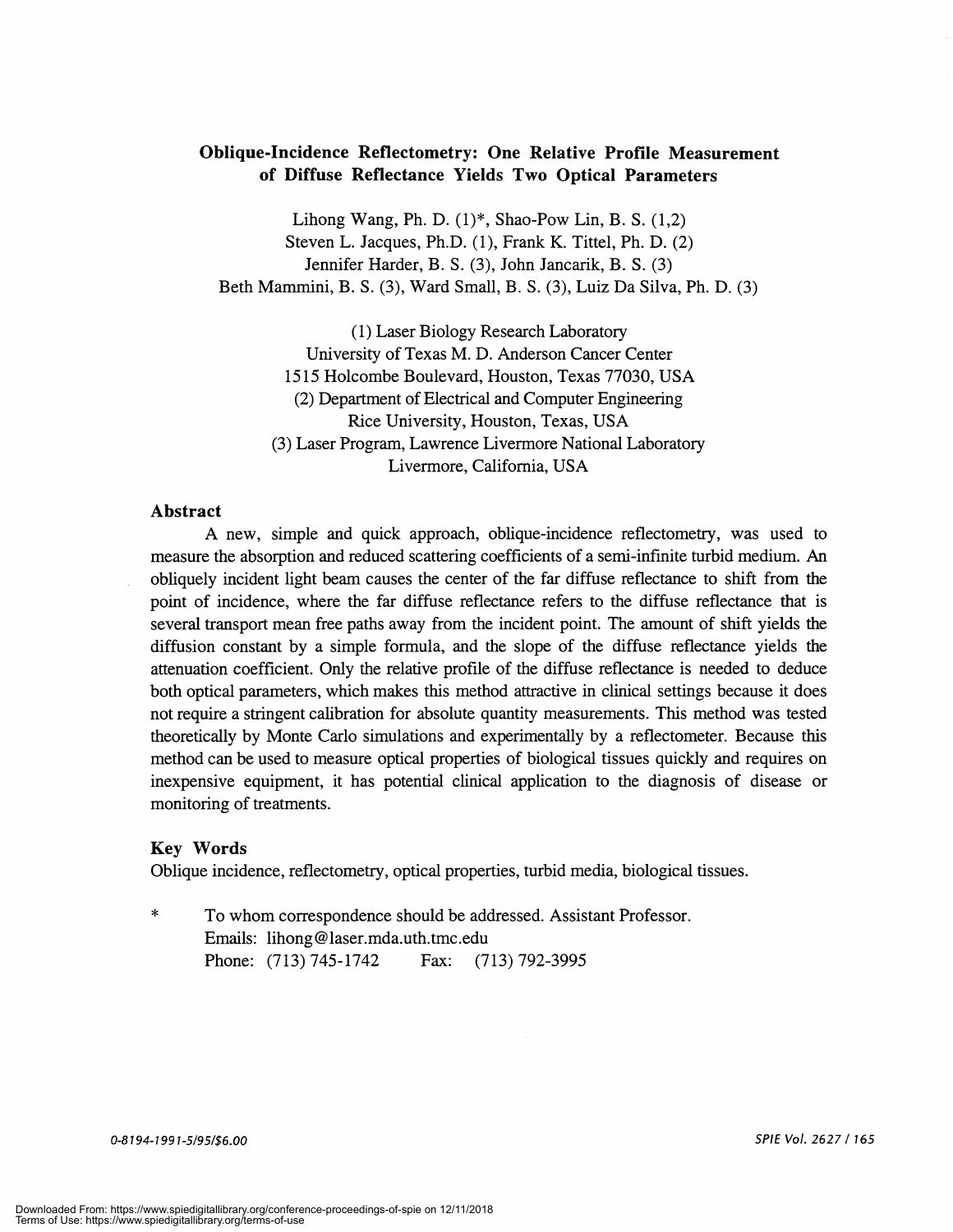# Oblique-Incidence Reflectometry: One Relative Profile Measurement of Diffuse Reflectance Yields Two Optical Parameters

Lihong Wang, Ph. D. (1)*, Shao-Pow Lin, B. S. (1,2)
Steven L. Jacques, Ph.D. (1), Frank K. Tittel, Ph. D. (2)
Jennifer Harder, B. S. (3), John Jancarik, B. S. (3)
Beth Mammini, B. S. (3), Ward Small, B. S. (3), Luiz Da Silva, Ph. D. (3)

(1) Laser Biology Research Laboratory
University of Texas M. D. Anderson Cancer Center
1515 Holcombe Boulevard, Houston, Texas 77030, USA
(2) Department of Electrical and Computer Engineering
Rice University, Houston, Texas, USA
(3) Laser Program, Lawrence Livermore National Laboratory
Livermore, California, USA

## Abstract

A new, simple and quick approach, oblique-incidence reflectometry, was used to measure the absorption and reduced scattering coefficients of a semi-infinite turbid medium. An obliquely incident light beam causes the center of the far diffuse reflectance to shift from the point of incidence, where the far diffuse reflectance refers to the diffuse reflectance that is several transport mean free paths away from the incident point. The amount of shift yields the diffusion constant by a simple formula, and the slope of the diffuse reflectance yields the attenuation coefficient. Only the relative profile of the diffuse reflectance is needed to deduce both optical parameters, which makes this method attractive in clinical settings because it does not require a stringent calibration for absolute quantity measurements. This method was tested theoretically by Monte Carlo simulations and experimentally by a reflectometer. Because this method can be used to measure optical properties of biological tissues quickly and requires on inexpensive equipment, it has potential clinical application to the diagnosis of disease or monitoring of treatments.

## Key Words

Oblique incidence, reflectometry, optical properties, turbid media, biological tissues.

\* To whom correspondence should be addressed. Assistant Professor.
Emails: lihong@laser.mda.uth.tmc.edu
Phone: (713) 745-1742 Fax: (713) 792-3995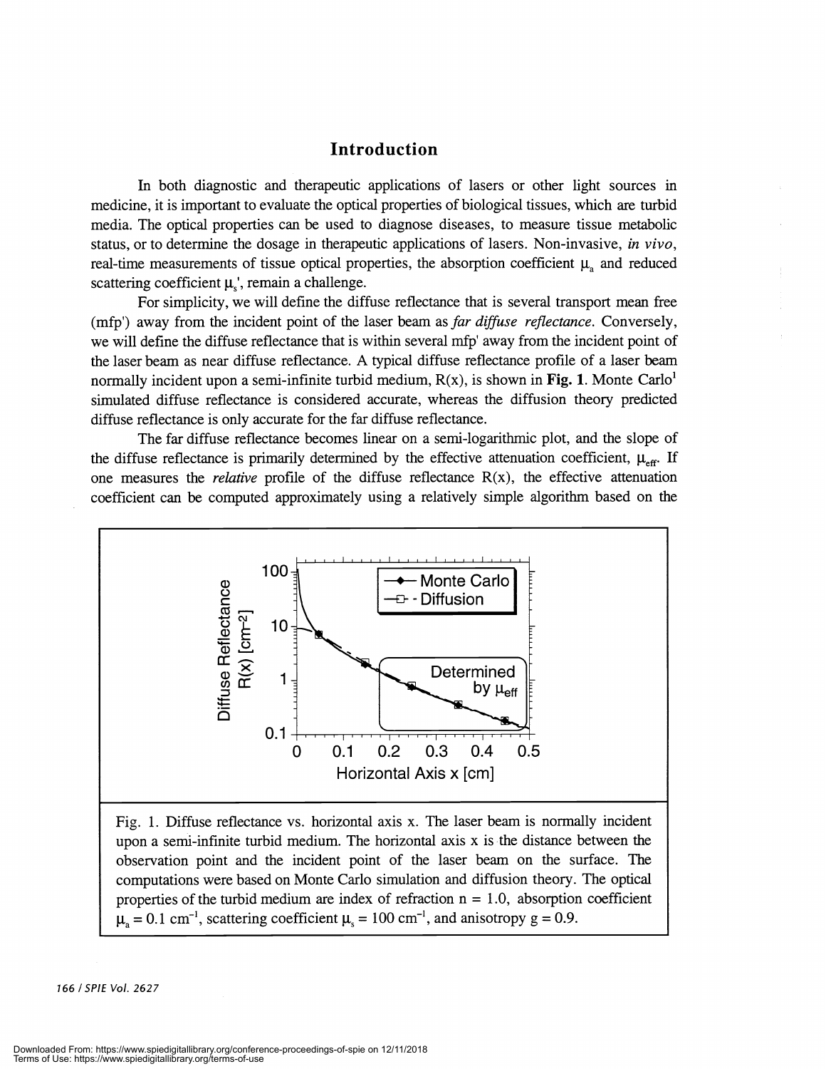## Introduction

In both diagnostic and therapeutic applications of lasers or other light sources in medicine, it is important to evaluate the optical properties of biological tissues, which are turbid media. The optical properties can be used to diagnose diseases, to measure tissue metabolic status, or to determine the dosage in therapeutic applications of lasers. Non-invasive, *in vivo*, real-time measurements of tissue optical properties, the absorption coefficient $\mu_a$ and reduced scattering coefficient $\mu_s'$, remain a challenge.

For simplicity, we will define the diffuse reflectance that is several transport mean free (mfp') away from the incident point of the laser beam as *far diffuse reflectance*. Conversely, we will define the diffuse reflectance that is within several mfp' away from the incident point of the laser beam as near diffuse reflectance. A typical diffuse reflectance profile of a laser beam normally incident upon a semi-infinite turbid medium, R(x), is shown in **Fig. 1**. Monte Carlo[1] simulated diffuse reflectance is considered accurate, whereas the diffusion theory predicted diffuse reflectance is only accurate for the far diffuse reflectance.

The far diffuse reflectance becomes linear on a semi-logarithmic plot, and the slope of the diffuse reflectance is primarily determined by the effective attenuation coefficient, $\mu_{eff}$. If one measures the *relative* profile of the diffuse reflectance R(x), the effective attenuation coefficient can be computed approximately using a relatively simple algorithm based on the

Fig. 1. Diffuse reflectance vs. horizontal axis x. The laser beam is normally incident upon a semi-infinite turbid medium. The horizontal axis x is the distance between the observation point and the incident point of the laser beam on the surface. The computations were based on Monte Carlo simulation and diffusion theory. The optical properties of the turbid medium are index of refraction n = 1.0, absorption coefficient $\mu_a = 0.1$ cm$^{-1}$, scattering coefficient $\mu_s = 100$ cm$^{-1}$, and anisotropy g = 0.9.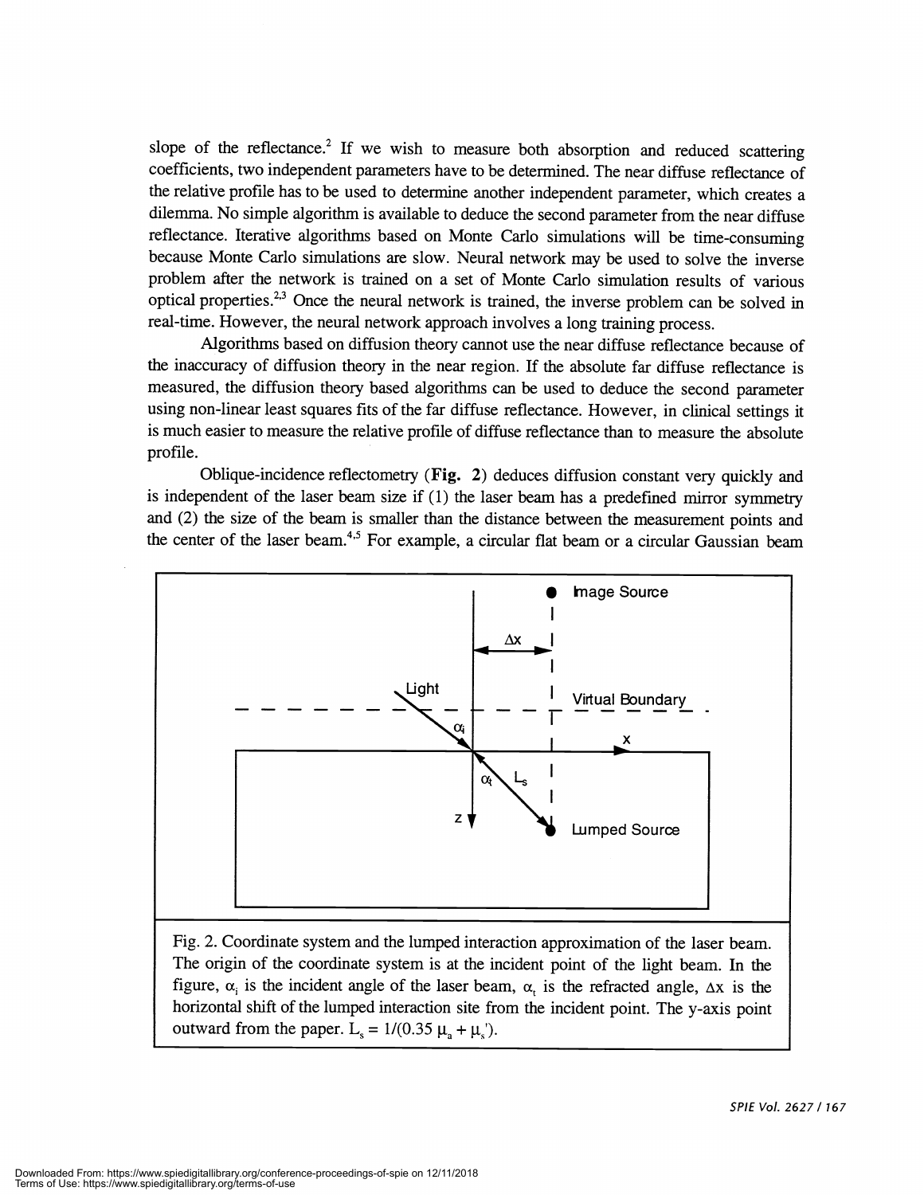slope of the reflectance.[2] If we wish to measure both absorption and reduced scattering coefficients, two independent parameters have to be determined. The near diffuse reflectance of the relative profile has to be used to determine another independent parameter, which creates a dilemma. No simple algorithm is available to deduce the second parameter from the near diffuse reflectance. Iterative algorithms based on Monte Carlo simulations will be time-consuming because Monte Carlo simulations are slow. Neural network may be used to solve the inverse problem after the network is trained on a set of Monte Carlo simulation results of various optical properties.[2,3] Once the neural network is trained, the inverse problem can be solved in real-time. However, the neural network approach involves a long training process.

Algorithms based on diffusion theory cannot use the near diffuse reflectance because of the inaccuracy of diffusion theory in the near region. If the absolute far diffuse reflectance is measured, the diffusion theory based algorithms can be used to deduce the second parameter using non-linear least squares fits of the far diffuse reflectance. However, in clinical settings it is much easier to measure the relative profile of diffuse reflectance than to measure the absolute profile.

Oblique-incidence reflectometry (**Fig. 2**) deduces diffusion constant very quickly and is independent of the laser beam size if (1) the laser beam has a predefined mirror symmetry and (2) the size of the beam is smaller than the distance between the measurement points and the center of the laser beam.[4,5] For example, a circular flat beam or a circular Gaussian beam

Fig. 2. Coordinate system and the lumped interaction approximation of the laser beam. The origin of the coordinate system is at the incident point of the light beam. In the figure, $\alpha_i$ is the incident angle of the laser beam, $\alpha_t$ is the refracted angle, $\Delta x$ is the horizontal shift of the lumped interaction site from the incident point. The y-axis point outward from the paper. $L_s = 1/(0.35\,\mu_a + \mu_s')$.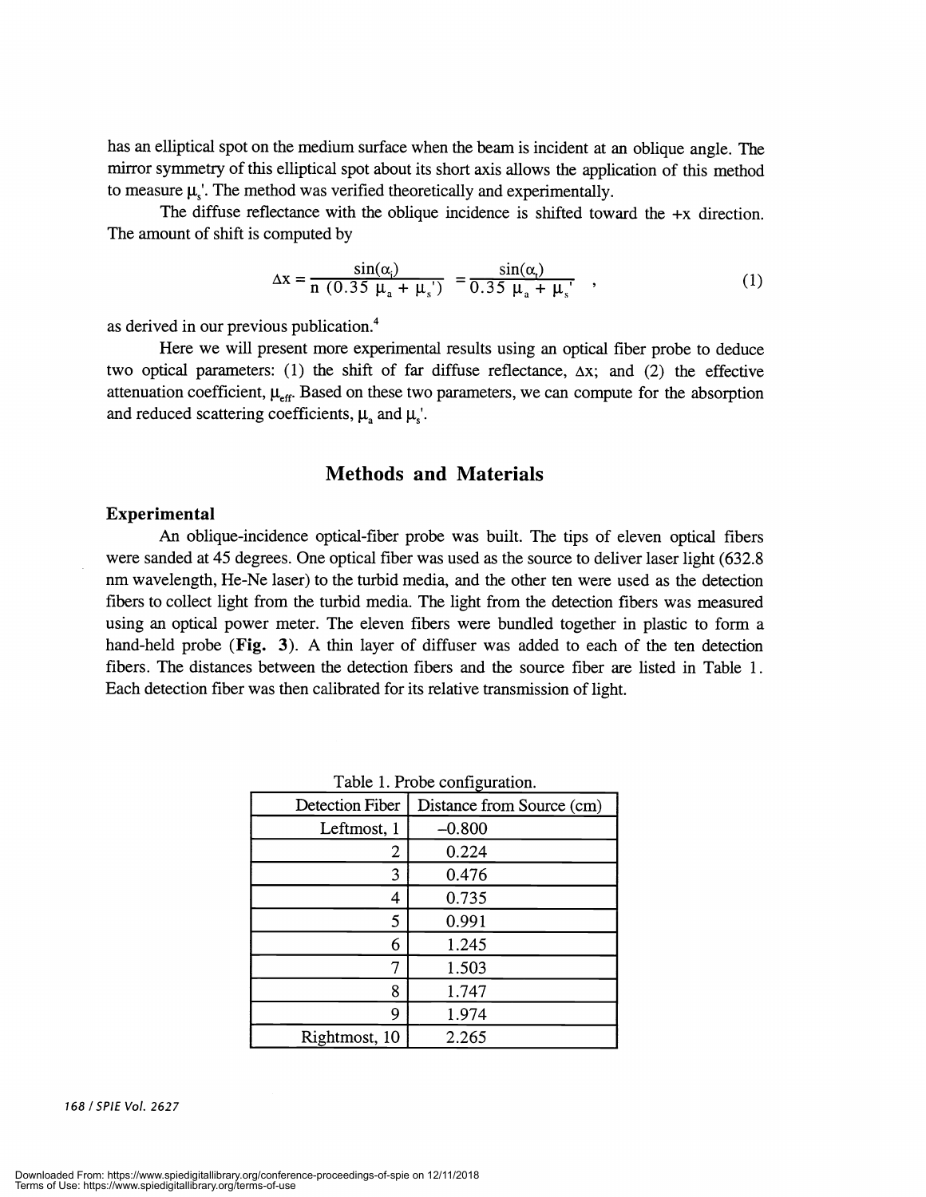has an elliptical spot on the medium surface when the beam is incident at an oblique angle. The mirror symmetry of this elliptical spot about its short axis allows the application of this method to measure $\mu_s'$. The method was verified theoretically and experimentally.

The diffuse reflectance with the oblique incidence is shifted toward the +x direction. The amount of shift is computed by

$$\Delta x = \frac{\sin(\alpha_i)}{n\ (0.35\ \mu_a + \mu_s')} = \frac{\sin(\alpha_t)}{0.35\ \mu_a + \mu_s'} \quad , \tag{1}$$

as derived in our previous publication.[4]

Here we will present more experimental results using an optical fiber probe to deduce two optical parameters: (1) the shift of far diffuse reflectance, $\Delta x$; and (2) the effective attenuation coefficient, $\mu_{eff}$. Based on these two parameters, we can compute for the absorption and reduced scattering coefficients, $\mu_a$ and $\mu_s'$.

## Methods and Materials

### Experimental

An oblique-incidence optical-fiber probe was built. The tips of eleven optical fibers were sanded at 45 degrees. One optical fiber was used as the source to deliver laser light (632.8 nm wavelength, He-Ne laser) to the turbid media, and the other ten were used as the detection fibers to collect light from the turbid media. The light from the detection fibers was measured using an optical power meter. The eleven fibers were bundled together in plastic to form a hand-held probe (**Fig. 3**). A thin layer of diffuser was added to each of the ten detection fibers. The distances between the detection fibers and the source fiber are listed in Table 1. Each detection fiber was then calibrated for its relative transmission of light.

Table 1. Probe configuration.

| Detection Fiber | Distance from Source (cm) |
|---|---|
| Leftmost, 1 | –0.800 |
| 2 | 0.224 |
| 3 | 0.476 |
| 4 | 0.735 |
| 5 | 0.991 |
| 6 | 1.245 |
| 7 | 1.503 |
| 8 | 1.747 |
| 9 | 1.974 |
| Rightmost, 10 | 2.265 |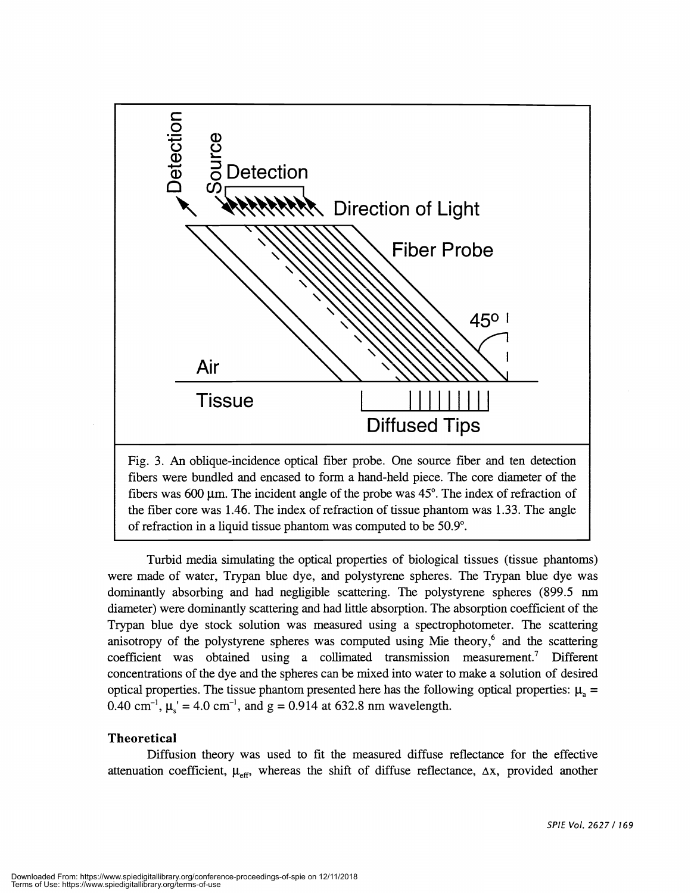Fig. 3. An oblique-incidence optical fiber probe. One source fiber and ten detection fibers were bundled and encased to form a hand-held piece. The core diameter of the fibers was 600 μm. The incident angle of the probe was 45°. The index of refraction of the fiber core was 1.46. The index of refraction of tissue phantom was 1.33. The angle of refraction in a liquid tissue phantom was computed to be 50.9°.

Turbid media simulating the optical properties of biological tissues (tissue phantoms) were made of water, Trypan blue dye, and polystyrene spheres. The Trypan blue dye was dominantly absorbing and had negligible scattering. The polystyrene spheres (899.5 nm diameter) were dominantly scattering and had little absorption. The absorption coefficient of the Trypan blue dye stock solution was measured using a spectrophotometer. The scattering anisotropy of the polystyrene spheres was computed using Mie theory,[6] and the scattering coefficient was obtained using a collimated transmission measurement.[7] Different concentrations of the dye and the spheres can be mixed into water to make a solution of desired optical properties. The tissue phantom presented here has the following optical properties: $\mu_a$ = 0.40 cm$^{-1}$, $\mu_s'$ = 4.0 cm$^{-1}$, and g = 0.914 at 632.8 nm wavelength.

### Theoretical

Diffusion theory was used to fit the measured diffuse reflectance for the effective attenuation coefficient, $\mu_{eff}$, whereas the shift of diffuse reflectance, $\Delta x$, provided another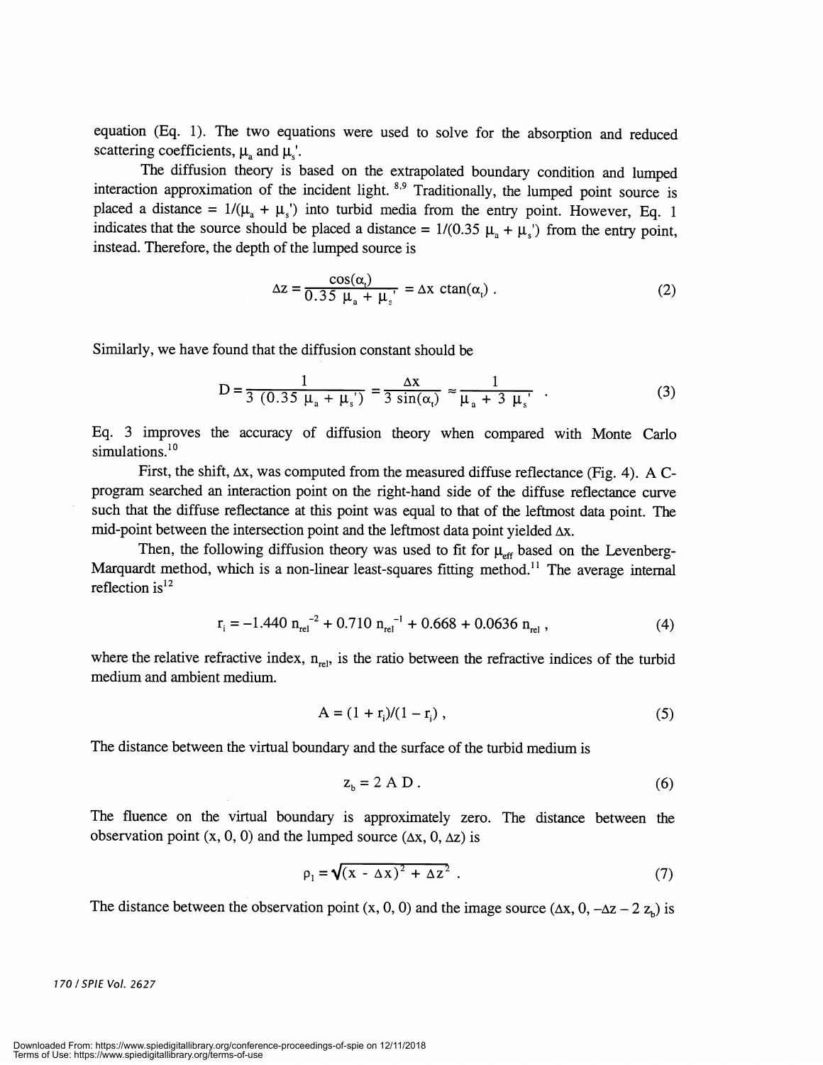equation (Eq. 1). The two equations were used to solve for the absorption and reduced scattering coefficients, $\mu_a$ and $\mu_s'$.

The diffusion theory is based on the extrapolated boundary condition and lumped interaction approximation of the incident light.[8,9] Traditionally, the lumped point source is placed a distance = $1/(\mu_a + \mu_s')$ into turbid media from the entry point. However, Eq. 1 indicates that the source should be placed a distance = $1/(0.35\ \mu_a + \mu_s')$ from the entry point, instead. Therefore, the depth of the lumped source is

$$\Delta z = \frac{\cos(\alpha_t)}{0.35\ \mu_a + \mu_s'} = \Delta x\ \mathrm{ctan}(\alpha_t)\ . \tag{2}$$

Similarly, we have found that the diffusion constant should be

$$D = \frac{1}{3\ (0.35\ \mu_a + \mu_s')} = \frac{\Delta x}{3\ \sin(\alpha_t)} \approx \frac{1}{\mu_a + 3\ \mu_s'}\ . \tag{3}$$

Eq. 3 improves the accuracy of diffusion theory when compared with Monte Carlo simulations.[10]

First, the shift, $\Delta x$, was computed from the measured diffuse reflectance (Fig. 4). A C-program searched an interaction point on the right-hand side of the diffuse reflectance curve such that the diffuse reflectance at this point was equal to that of the leftmost data point. The mid-point between the intersection point and the leftmost data point yielded $\Delta x$.

Then, the following diffusion theory was used to fit for $\mu_{eff}$ based on the Levenberg-Marquardt method, which is a non-linear least-squares fitting method.[11] The average internal reflection is[12]

$$r_i = -1.440\ n_{rel}^{-2} + 0.710\ n_{rel}^{-1} + 0.668 + 0.0636\ n_{rel}\ , \tag{4}$$

where the relative refractive index, $n_{rel}$, is the ratio between the refractive indices of the turbid medium and ambient medium.

$$A = (1 + r_i)/(1 - r_i)\ , \tag{5}$$

The distance between the virtual boundary and the surface of the turbid medium is

$$z_b = 2\ A\ D\ . \tag{6}$$

The fluence on the virtual boundary is approximately zero. The distance between the observation point (x, 0, 0) and the lumped source ($\Delta x$, 0, $\Delta z$) is

$$\rho_1 = \sqrt{(x - \Delta x)^2 + \Delta z^2}\ . \tag{7}$$

The distance between the observation point (x, 0, 0) and the image source ($\Delta x$, 0, $-\Delta z - 2\ z_b$) is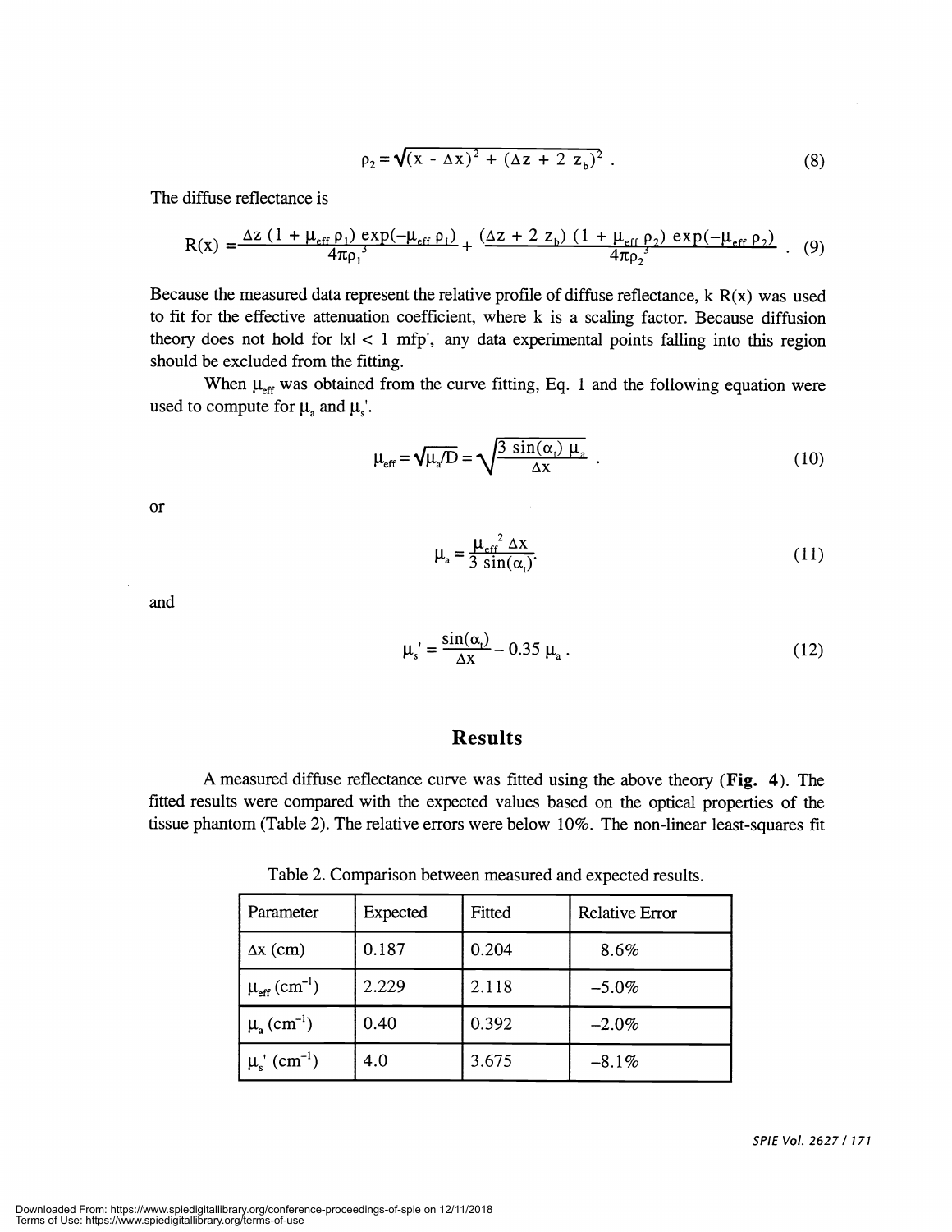$$\rho_2 = \sqrt{(x - \Delta x)^2 + (\Delta z + 2\ z_b)^2}\ . \tag{8}$$

The diffuse reflectance is

$$R(x) = \frac{\Delta z\ (1 + \mu_{eff}\, \rho_1)\ \exp(-\mu_{eff}\, \rho_1)}{4\pi\rho_1^{\ 3}} + \frac{(\Delta z + 2\ z_b)\ (1 + \mu_{eff}\, \rho_2)\ \exp(-\mu_{eff}\, \rho_2)}{4\pi\rho_2^{\ 3}}\ . \tag{9}$$

Because the measured data represent the relative profile of diffuse reflectance, k R(x) was used to fit for the effective attenuation coefficient, where k is a scaling factor. Because diffusion theory does not hold for $|x| < 1$ mfp', any data experimental points falling into this region should be excluded from the fitting.

When $\mu_{eff}$ was obtained from the curve fitting, Eq. 1 and the following equation were used to compute for $\mu_a$ and $\mu_s'$.

$$\mu_{eff} = \sqrt{\mu_a/D} = \sqrt{\frac{3\ \sin(\alpha_t)\ \mu_a}{\Delta x}}\ . \tag{10}$$

or

$$\mu_a = \frac{\mu_{eff}^{\ 2}\ \Delta x}{3\ \sin(\alpha_t)}. \tag{11}$$

and

$$\mu_s' = \frac{\sin(\alpha_t)}{\Delta x} - 0.35\ \mu_a\ . \tag{12}$$

## Results

A measured diffuse reflectance curve was fitted using the above theory (**Fig. 4**). The fitted results were compared with the expected values based on the optical properties of the tissue phantom (Table 2). The relative errors were below 10%. The non-linear least-squares fit

Table 2. Comparison between measured and expected results.

| Parameter | Expected | Fitted | Relative Error |
|---|---|---|---|
| $\Delta x$ (cm) | 0.187 | 0.204 | 8.6% |
| $\mu_{eff}$ ($cm^{-1}$) | 2.229 | 2.118 | –5.0% |
| $\mu_a$ ($cm^{-1}$) | 0.40 | 0.392 | –2.0% |
| $\mu_s'$ ($cm^{-1}$) | 4.0 | 3.675 | –8.1% |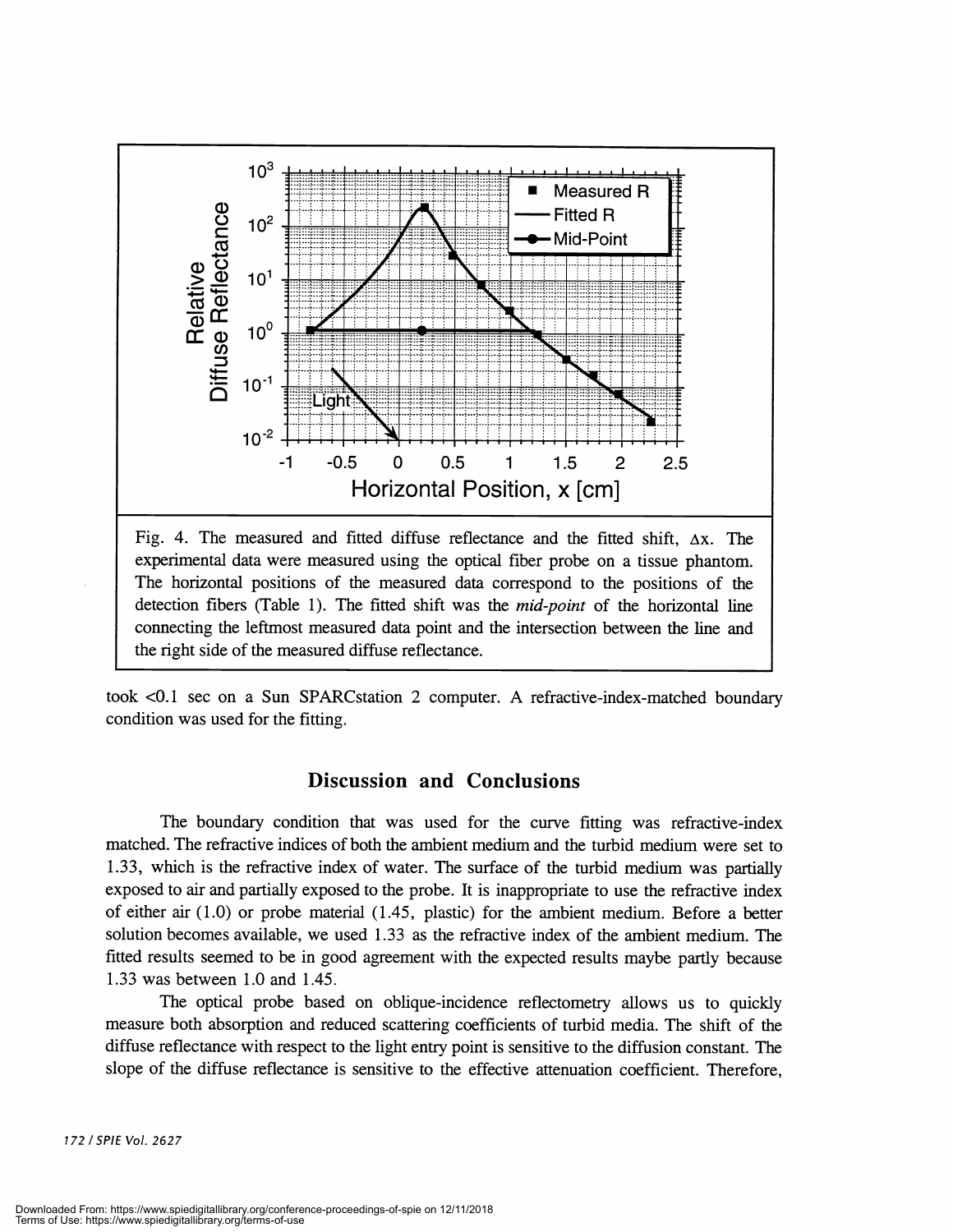Fig. 4. The measured and fitted diffuse reflectance and the fitted shift, $\Delta x$. The experimental data were measured using the optical fiber probe on a tissue phantom. The horizontal positions of the measured data correspond to the positions of the detection fibers (Table 1). The fitted shift was the *mid-point* of the horizontal line connecting the leftmost measured data point and the intersection between the line and the right side of the measured diffuse reflectance.

took <0.1 sec on a Sun SPARCstation 2 computer. A refractive-index-matched boundary condition was used for the fitting.

## Discussion and Conclusions

The boundary condition that was used for the curve fitting was refractive-index matched. The refractive indices of both the ambient medium and the turbid medium were set to 1.33, which is the refractive index of water. The surface of the turbid medium was partially exposed to air and partially exposed to the probe. It is inappropriate to use the refractive index of either air (1.0) or probe material (1.45, plastic) for the ambient medium. Before a better solution becomes available, we used 1.33 as the refractive index of the ambient medium. The fitted results seemed to be in good agreement with the expected results maybe partly because 1.33 was between 1.0 and 1.45.

The optical probe based on oblique-incidence reflectometry allows us to quickly measure both absorption and reduced scattering coefficients of turbid media. The shift of the diffuse reflectance with respect to the light entry point is sensitive to the diffusion constant. The slope of the diffuse reflectance is sensitive to the effective attenuation coefficient. Therefore,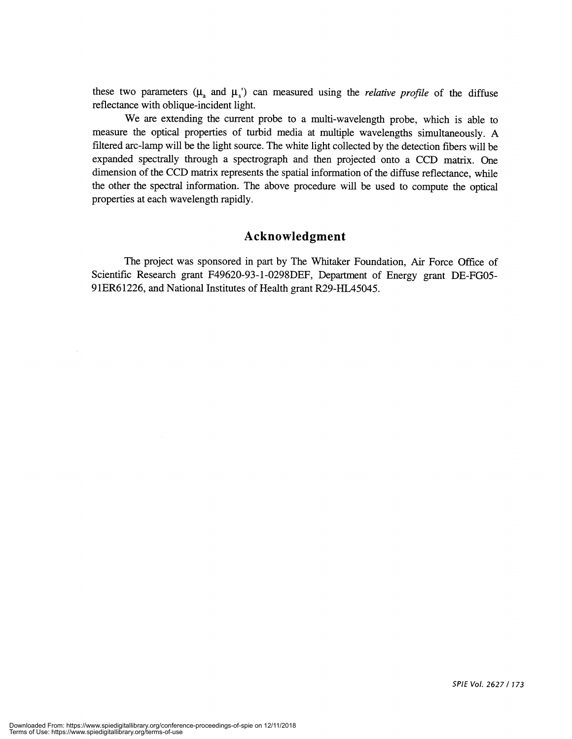these two parameters ($\mu_a$ and $\mu_s'$) can measured using the *relative profile* of the diffuse reflectance with oblique-incident light.

We are extending the current probe to a multi-wavelength probe, which is able to measure the optical properties of turbid media at multiple wavelengths simultaneously. A filtered arc-lamp will be the light source. The white light collected by the detection fibers will be expanded spectrally through a spectrograph and then projected onto a CCD matrix. One dimension of the CCD matrix represents the spatial information of the diffuse reflectance, while the other the spectral information. The above procedure will be used to compute the optical properties at each wavelength rapidly.

## Acknowledgment

The project was sponsored in part by The Whitaker Foundation, Air Force Office of Scientific Research grant F49620-93-1-0298DEF, Department of Energy grant DE-FG05-91ER61226, and National Institutes of Health grant R29-HL45045.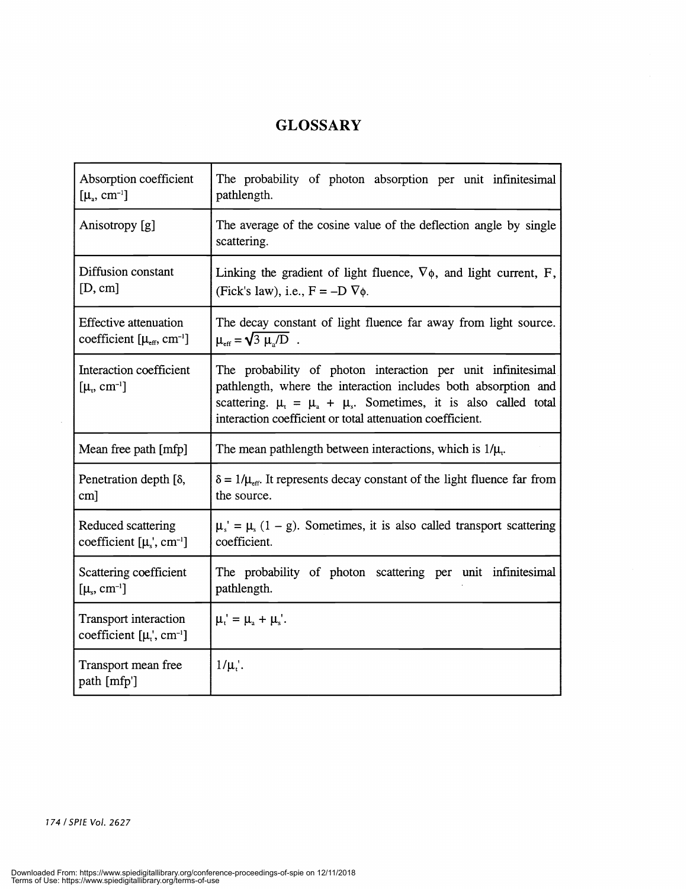# GLOSSARY

| | |
|---|---|
| Absorption coefficient [$\mu_a$, cm$^{-1}$] | The probability of photon absorption per unit infinitesimal pathlength. |
| Anisotropy [g] | The average of the cosine value of the deflection angle by single scattering. |
| Diffusion constant [D, cm] | Linking the gradient of light fluence, $\nabla\phi$, and light current, F, (Fick's law), i.e., $F = -D \nabla\phi$. |
| Effective attenuation coefficient [$\mu_{eff}$, cm$^{-1}$] | The decay constant of light fluence far away from light source. $\mu_{eff} = \sqrt{3 \mu_a/D}$ . |
| Interaction coefficient [$\mu_t$, cm$^{-1}$] | The probability of photon interaction per unit infinitesimal pathlength, where the interaction includes both absorption and scattering. $\mu_t = \mu_a + \mu_s$. Sometimes, it is also called total interaction coefficient or total attenuation coefficient. |
| Mean free path [mfp] | The mean pathlength between interactions, which is $1/\mu_t$. |
| Penetration depth [$\delta$, cm] | $\delta = 1/\mu_{eff}$. It represents decay constant of the light fluence far from the source. |
| Reduced scattering coefficient [$\mu_s'$, cm$^{-1}$] | $\mu_s' = \mu_s (1 - g)$. Sometimes, it is also called transport scattering coefficient. |
| Scattering coefficient [$\mu_s$, cm$^{-1}$] | The probability of photon scattering per unit infinitesimal pathlength. |
| Transport interaction coefficient [$\mu_t'$, cm$^{-1}$] | $\mu_t' = \mu_a + \mu_s'$. |
| Transport mean free path [mfp'] | $1/\mu_t'$. |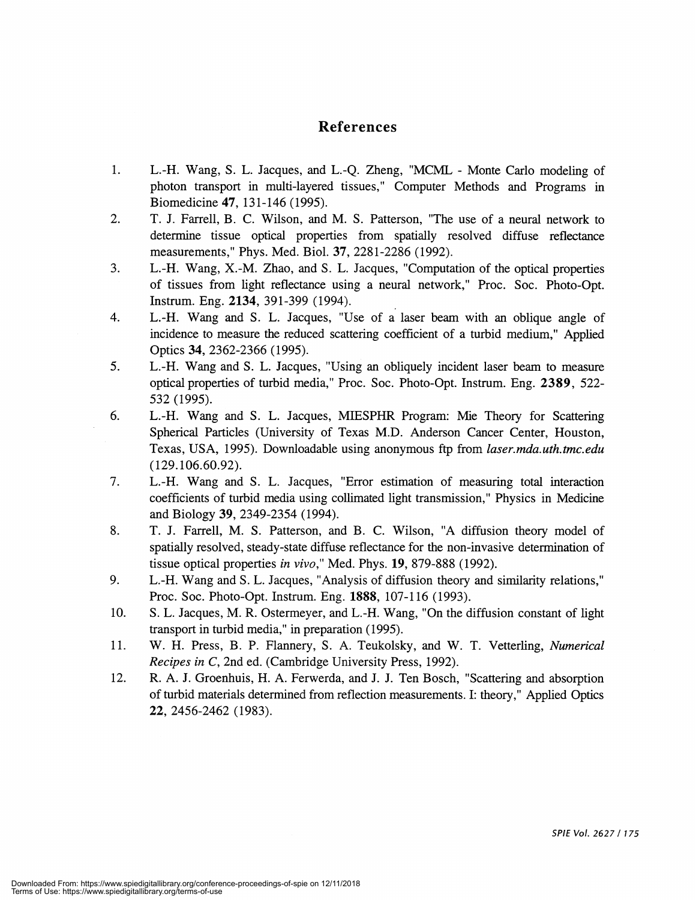## References

1. L.-H. Wang, S. L. Jacques, and L.-Q. Zheng, "MCML - Monte Carlo modeling of photon transport in multi-layered tissues," Computer Methods and Programs in Biomedicine **47**, 131-146 (1995).
2. T. J. Farrell, B. C. Wilson, and M. S. Patterson, "The use of a neural network to determine tissue optical properties from spatially resolved diffuse reflectance measurements," Phys. Med. Biol. **37**, 2281-2286 (1992).
3. L.-H. Wang, X.-M. Zhao, and S. L. Jacques, "Computation of the optical properties of tissues from light reflectance using a neural network," Proc. Soc. Photo-Opt. Instrum. Eng. **2134**, 391-399 (1994).
4. L.-H. Wang and S. L. Jacques, "Use of a laser beam with an oblique angle of incidence to measure the reduced scattering coefficient of a turbid medium," Applied Optics **34**, 2362-2366 (1995).
5. L.-H. Wang and S. L. Jacques, "Using an obliquely incident laser beam to measure optical properties of turbid media," Proc. Soc. Photo-Opt. Instrum. Eng. **2389**, 522-532 (1995).
6. L.-H. Wang and S. L. Jacques, MIESPHR Program: Mie Theory for Scattering Spherical Particles (University of Texas M.D. Anderson Cancer Center, Houston, Texas, USA, 1995). Downloadable using anonymous ftp from *laser.mda.uth.tmc.edu* (129.106.60.92).
7. L.-H. Wang and S. L. Jacques, "Error estimation of measuring total interaction coefficients of turbid media using collimated light transmission," Physics in Medicine and Biology **39**, 2349-2354 (1994).
8. T. J. Farrell, M. S. Patterson, and B. C. Wilson, "A diffusion theory model of spatially resolved, steady-state diffuse reflectance for the non-invasive determination of tissue optical properties *in vivo*," Med. Phys. **19**, 879-888 (1992).
9. L.-H. Wang and S. L. Jacques, "Analysis of diffusion theory and similarity relations," Proc. Soc. Photo-Opt. Instrum. Eng. **1888**, 107-116 (1993).
10. S. L. Jacques, M. R. Ostermeyer, and L.-H. Wang, "On the diffusion constant of light transport in turbid media," in preparation (1995).
11. W. H. Press, B. P. Flannery, S. A. Teukolsky, and W. T. Vetterling, *Numerical Recipes in C*, 2nd ed. (Cambridge University Press, 1992).
12. R. A. J. Groenhuis, H. A. Ferwerda, and J. J. Ten Bosch, "Scattering and absorption of turbid materials determined from reflection measurements. I: theory," Applied Optics **22**, 2456-2462 (1983).